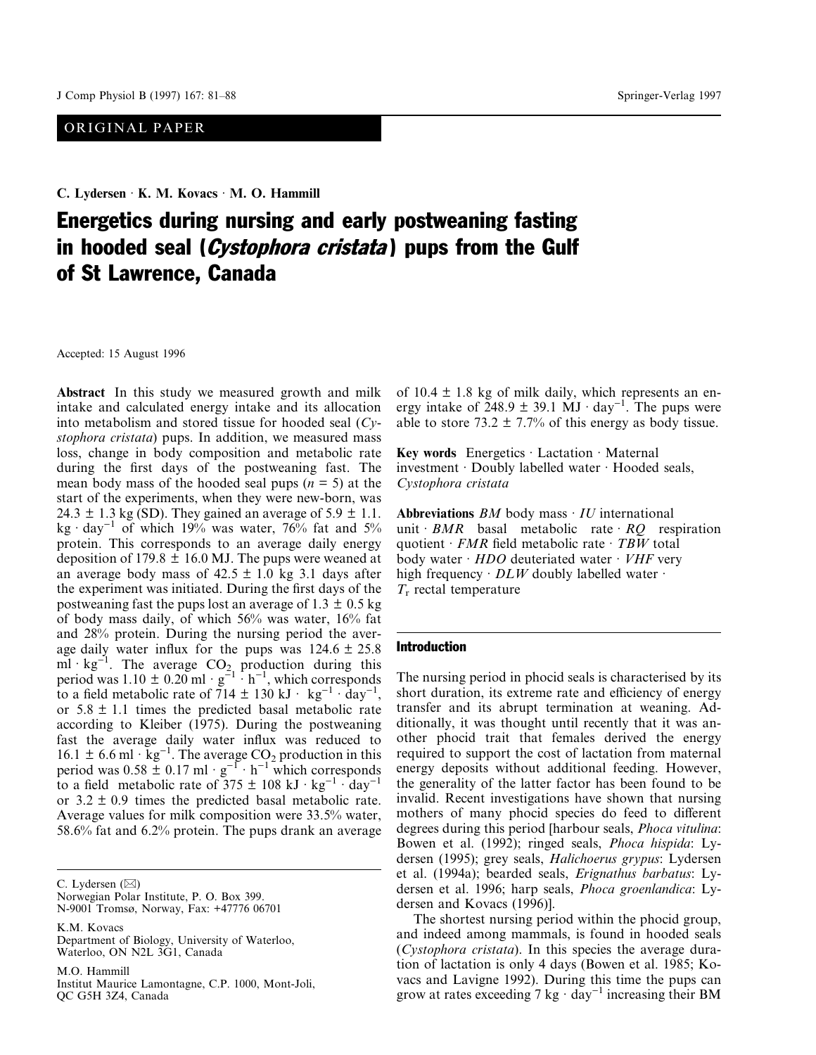ORIGINAL PAPER

**C. Lydersen · K. M. Kovacs · M. O. Hammill**

# Energetics during nursing and early postweaning fasting in hooded seal (*Cystophora cristata*) pups from the Gulf of St Lawrence, Canada

Accepted: 15 August 1996

**Abstract** In this study we measured growth and milk intake and calculated energy intake and its allocation into metabolism and stored tissue for hooded seal (*Cystophora cristata*) pups. In addition, we measured mass loss, change in body composition and metabolic rate during the first days of the postweaning fast. The mean body mass of the hooded seal pups ($n = 5$) at the start of the experiments, when they were new-born, was 24.3 ± 1.3 kg (SD). They gained an average of 5.9 ± 1.1. $kg \cdot day^{-1}$ of which 19% was water, 76% fat and 5% protein. This corresponds to an average daily energy deposition of 179.8 ± 16.0 MJ. The pups were weaned at an average body mass of 42.5 ± 1.0 kg 3.1 days after the experiment was initiated. During the first days of the postweaning fast the pups lost an average of 1.3 ± 0.5 kg of body mass daily, of which 56% was water, 16% fat and 28% protein. During the nursing period the average daily water influx for the pups was 124.6 ± 25.8 $ml \cdot kg^{-1}$. The average $CO_2$ production during this period was 1.10 ± 0.20 $ml \cdot g^{-1} \cdot h^{-1}$, which corresponds to a field metabolic rate of 714 ± 130 $kJ \cdot kg^{-1} \cdot day^{-1}$, or 5.8 ± 1.1 times the predicted basal metabolic rate according to Kleiber (1975). During the postweaning fast the average daily water influx was reduced to 16.1 ± 6.6 $ml \cdot kg^{-1}$. The average $CO_2$ production in this period was 0.58 ± 0.17 $ml \cdot g^{-1} \cdot h^{-1}$ which corresponds to a field metabolic rate of 375 ± 108 $kJ \cdot kg^{-1} \cdot day^{-1}$ or 3.2 ± 0.9 times the predicted basal metabolic rate. Average values for milk composition were 33.5% water, 58.6% fat and 6.2% protein. The pups drank an average of 10.4 ± 1.8 kg of milk daily, which represents an energy intake of 248.9 ± 39.1 $MJ \cdot day^{-1}$. The pups were able to store 73.2 ± 7.7% of this energy as body tissue.

**Key words** Energetics · Lactation · Maternal investment · Doubly labelled water · Hooded seals, *Cystophora cristata*

**Abbreviations** *BM* body mass · *IU* international unit · *BMR* basal metabolic rate · *RQ* respiration quotient · *FMR* field metabolic rate · *TBW* total body water · *HDO* deuteriated water · *VHF* very high frequency · *DLW* doubly labelled water · $T_r$ rectal temperature

C. Lydersen (✉)
Norwegian Polar Institute, P. O. Box 399.
N-9001 Tromsø, Norway, Fax: +47776 06701

K.M. Kovacs
Department of Biology, University of Waterloo,
Waterloo, ON N2L 3G1, Canada

M.O. Hammill
Institut Maurice Lamontagne, C.P. 1000, Mont-Joli,
QC G5H 3Z4, Canada

## Introduction

The nursing period in phocid seals is characterised by its short duration, its extreme rate and efficiency of energy transfer and its abrupt termination at weaning. Additionally, it was thought until recently that it was another phocid trait that females derived the energy required to support the cost of lactation from maternal energy deposits without additional feeding. However, the generality of the latter factor has been found to be invalid. Recent investigations have shown that nursing mothers of many phocid species do feed to different degrees during this period [harbour seals, *Phoca vitulina*: Bowen et al. (1992); ringed seals, *Phoca hispida*: Lydersen (1995); grey seals, *Halichoerus grypus*: Lydersen et al. (1994a); bearded seals, *Erignathus barbatus*: Lydersen et al. 1996; harp seals, *Phoca groenlandica*: Lydersen and Kovacs (1996)].

The shortest nursing period within the phocid group, and indeed among mammals, is found in hooded seals (*Cystophora cristata*). In this species the average duration of lactation is only 4 days (Bowen et al. 1985; Kovacs and Lavigne 1992). During this time the pups can grow at rates exceeding 7 $kg \cdot day^{-1}$ increasing their BM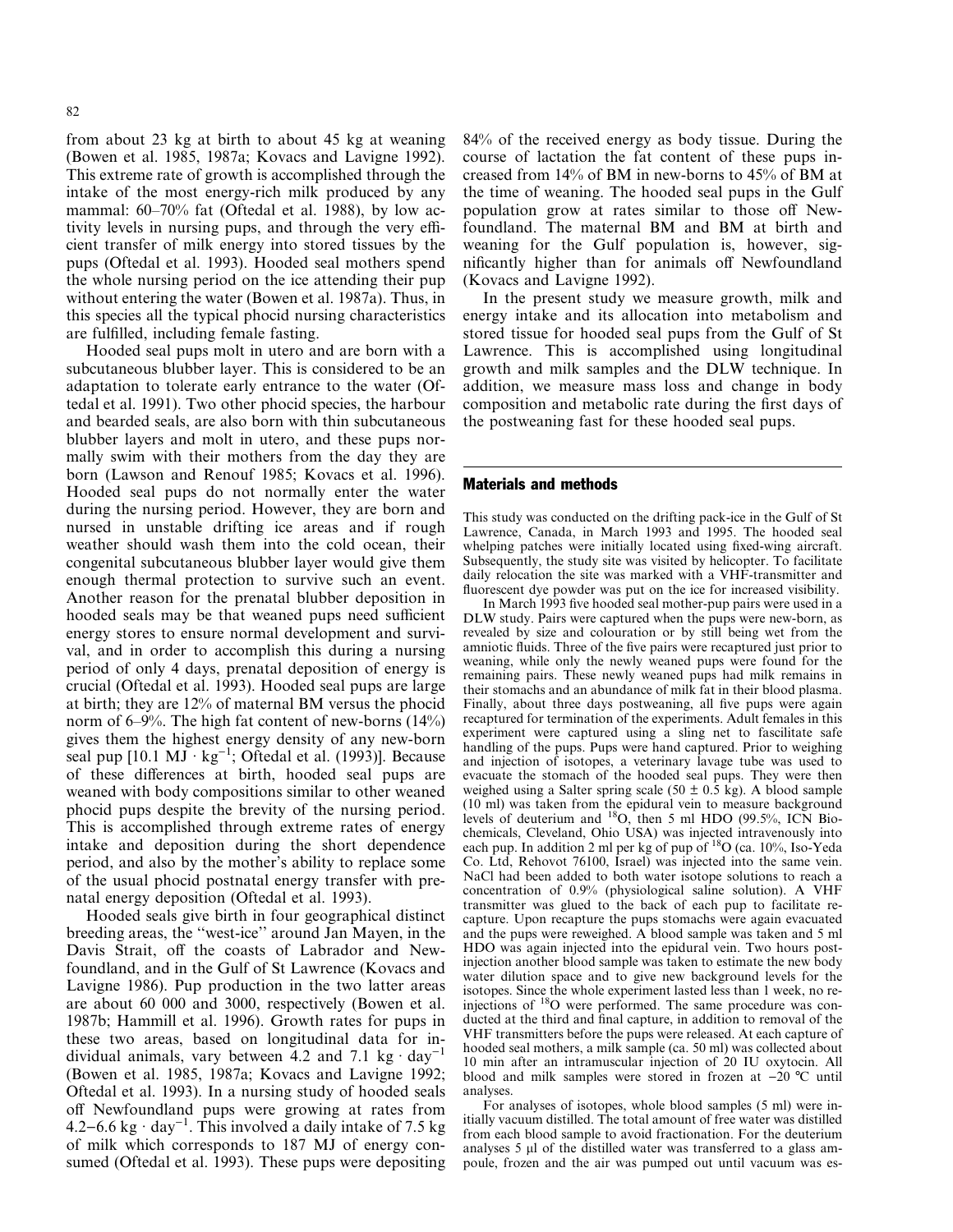from about 23 kg at birth to about 45 kg at weaning (Bowen et al. 1985, 1987a; Kovacs and Lavigne 1992). This extreme rate of growth is accomplished through the intake of the most energy-rich milk produced by any mammal: 60–70% fat (Oftedal et al. 1988), by low activity levels in nursing pups, and through the very efficient transfer of milk energy into stored tissues by the pups (Oftedal et al. 1993). Hooded seal mothers spend the whole nursing period on the ice attending their pup without entering the water (Bowen et al. 1987a). Thus, in this species all the typical phocid nursing characteristics are fulfilled, including female fasting.

Hooded seal pups molt in utero and are born with a subcutaneous blubber layer. This is considered to be an adaptation to tolerate early entrance to the water (Oftedal et al. 1991). Two other phocid species, the harbour and bearded seals, are also born with thin subcutaneous blubber layers and molt in utero, and these pups normally swim with their mothers from the day they are born (Lawson and Renouf 1985; Kovacs et al. 1996). Hooded seal pups do not normally enter the water during the nursing period. However, they are born and nursed in unstable drifting ice areas and if rough weather should wash them into the cold ocean, their congenital subcutaneous blubber layer would give them enough thermal protection to survive such an event. Another reason for the prenatal blubber deposition in hooded seals may be that weaned pups need sufficient energy stores to ensure normal development and survival, and in order to accomplish this during a nursing period of only 4 days, prenatal deposition of energy is crucial (Oftedal et al. 1993). Hooded seal pups are large at birth; they are 12% of maternal BM versus the phocid norm of 6–9%. The high fat content of new-borns (14%) gives them the highest energy density of any new-born seal pup [10.1 $\mathrm{MJ \cdot kg^{-1}}$; Oftedal et al. (1993)]. Because of these differences at birth, hooded seal pups are weaned with body compositions similar to other weaned phocid pups despite the brevity of the nursing period. This is accomplished through extreme rates of energy intake and deposition during the short dependence period, and also by the mother's ability to replace some of the usual phocid postnatal energy transfer with prenatal energy deposition (Oftedal et al. 1993).

Hooded seals give birth in four geographical distinct breeding areas, the "west-ice" around Jan Mayen, in the Davis Strait, off the coasts of Labrador and Newfoundland, and in the Gulf of St Lawrence (Kovacs and Lavigne 1986). Pup production in the two latter areas are about 60 000 and 3000, respectively (Bowen et al. 1987b; Hammill et al. 1996). Growth rates for pups in these two areas, based on longitudinal data for individual animals, vary between 4.2 and 7.1 $\mathrm{kg \cdot day^{-1}}$ (Bowen et al. 1985, 1987a; Kovacs and Lavigne 1992; Oftedal et al. 1993). In a nursing study of hooded seals off Newfoundland pups were growing at rates from 4.2–6.6 $\mathrm{kg \cdot day^{-1}}$. This involved a daily intake of 7.5 kg of milk which corresponds to 187 MJ of energy consumed (Oftedal et al. 1993). These pups were depositing 84% of the received energy as body tissue. During the course of lactation the fat content of these pups increased from 14% of BM in new-borns to 45% of BM at the time of weaning. The hooded seal pups in the Gulf population grow at rates similar to those off Newfoundland. The maternal BM and BM at birth and weaning for the Gulf population is, however, significantly higher than for animals off Newfoundland (Kovacs and Lavigne 1992).

In the present study we measure growth, milk and energy intake and its allocation into metabolism and stored tissue for hooded seal pups from the Gulf of St Lawrence. This is accomplished using longitudinal growth and milk samples and the DLW technique. In addition, we measure mass loss and change in body composition and metabolic rate during the first days of the postweaning fast for these hooded seal pups.

## Materials and methods

This study was conducted on the drifting pack-ice in the Gulf of St Lawrence, Canada, in March 1993 and 1995. The hooded seal whelping patches were initially located using fixed-wing aircraft. Subsequently, the study site was visited by helicopter. To facilitate daily relocation the site was marked with a VHF-transmitter and fluorescent dye powder was put on the ice for increased visibility.

In March 1993 five hooded seal mother-pup pairs were used in a DLW study. Pairs were captured when the pups were new-born, as revealed by size and colouration or by still being wet from the amniotic fluids. Three of the five pairs were recaptured just prior to weaning, while only the newly weaned pups were found for the remaining pairs. These newly weaned pups had milk remains in their stomachs and an abundance of milk fat in their blood plasma. Finally, about three days postweaning, all five pups were again recaptured for termination of the experiments. Adult females in this experiment were captured using a sling net to fascilitate safe handling of the pups. Pups were hand captured. Prior to weighing and injection of isotopes, a veterinary lavage tube was used to evacuate the stomach of the hooded seal pups. They were then weighed using a Salter spring scale (50 ± 0.5 kg). A blood sample (10 ml) was taken from the epidural vein to measure background levels of deuterium and $^{18}O$, then 5 ml HDO (99.5%, ICN Biochemicals, Cleveland, Ohio USA) was injected intravenously into each pup. In addition 2 ml per kg of pup of $^{18}O$ (ca. 10%, Iso-Yeda Co. Ltd, Rehovot 76100, Israel) was injected into the same vein. NaCl had been added to both water isotope solutions to reach a concentration of 0.9% (physiological saline solution). A VHF transmitter was glued to the back of each pup to facilitate recapture. Upon recapture the pups stomachs were again evacuated and the pups were reweighed. A blood sample was taken and 5 ml HDO was again injected into the epidural vein. Two hours postinjection another blood sample was taken to estimate the new body water dilution space and to give new background levels for the isotopes. Since the whole experiment lasted less than 1 week, no reinjections of $^{18}O$ were performed. The same procedure was conducted at the third and final capture, in addition to removal of the VHF transmitters before the pups were released. At each capture of hooded seal mothers, a milk sample (ca. 50 ml) was collected about 10 min after an intramuscular injection of 20 IU oxytocin. All blood and milk samples were stored in frozen at −20 °C until analyses.

For analyses of isotopes, whole blood samples (5 ml) were initially vacuum distilled. The total amount of free water was distilled from each blood sample to avoid fractionation. For the deuterium analyses 5 µl of the distilled water was transferred to a glass ampoule, frozen and the air was pumped out until vacuum was es-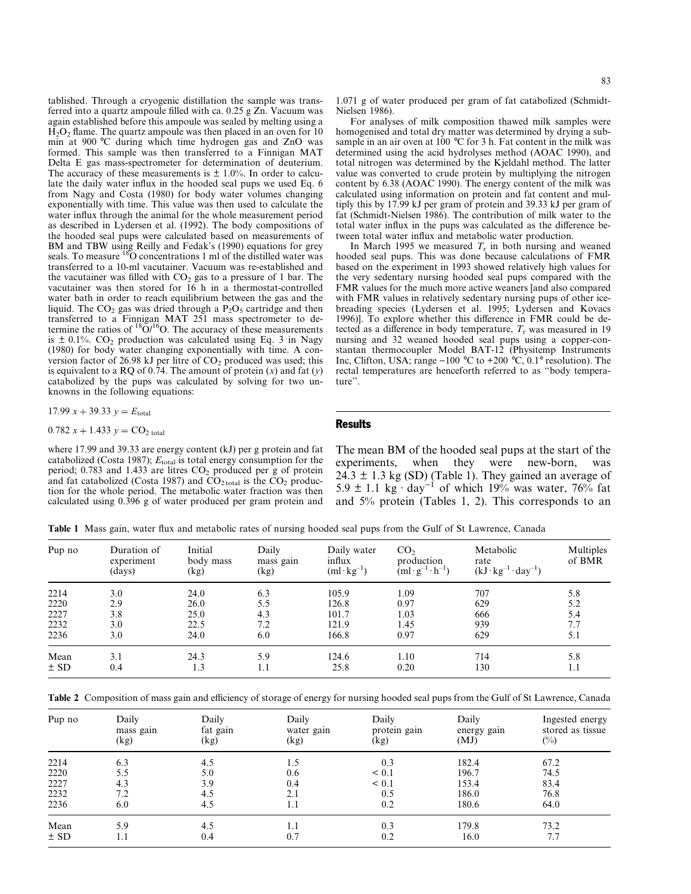tablished. Through a cryogenic distillation the sample was transferred into a quartz ampoule filled with ca. 0.25 g Zn. Vacuum was again established before this ampoule was sealed by melting using a $H_2O_2$ flame. The quartz ampoule was then placed in an oven for 10 min at 900 °C during which time hydrogen gas and ZnO was formed. This sample was then transferred to a Finnigan MAT Delta E gas mass-spectrometer for determination of deuterium. The accuracy of these measurements is ± 1.0%. In order to calculate the daily water influx in the hooded seal pups we used Eq. 6 from Nagy and Costa (1980) for body water volumes changing exponentially with time. This value was then used to calculate the water influx through the animal for the whole measurement period as described in Lydersen et al. (1992). The body compositions of the hooded seal pups were calculated based on measurements of BM and TBW using Reilly and Fedak's (1990) equations for grey seals. To measure $^{18}O$ concentrations 1 ml of the distilled water was transferred to a 10-ml vacutainer. Vacuum was re-established and the vacutainer was filled with $CO_2$ gas to a pressure of 1 bar. The vacutainer was then stored for 16 h in a thermostat-controlled water bath in order to reach equilibrium between the gas and the liquid. The $CO_2$ gas was dried through a $P_2O_5$ cartridge and then transferred to a Finnigan MAT 251 mass spectrometer to determine the ratios of $^{18}O/^{16}O$. The accuracy of these measurements is ± 0.1%. $CO_2$ production was calculated using Eq. 3 in Nagy (1980) for body water changing exponentially with time. A conversion factor of 26.98 kJ per litre of $CO_2$ produced was used; this is equivalent to a RQ of 0.74. The amount of protein ($x$) and fat ($y$) catabolized by the pups was calculated by solving for two unknowns in the following equations:

$$17.99\,x + 39.33\,y = E_{\mathrm{total}}$$

$$0.782\,x + 1.433\,y = CO_{2\,\mathrm{total}}$$

where 17.99 and 39.33 are energy content (kJ) per g protein and fat catabolized (Costa 1987); $E_{\mathrm{total}}$ is total energy consumption for the period; 0.783 and 1.433 are litres $CO_2$ produced per g of protein and fat catabolized (Costa 1987) and $CO_{2\,\mathrm{total}}$ is the $CO_2$ production for the whole period. The metabolic water fraction was then calculated using 0.396 g of water produced per gram protein and 1.071 g of water produced per gram of fat catabolized (Schmidt-Nielsen 1986).

For analyses of milk composition thawed milk samples were homogenised and total dry matter was determined by drying a subsample in an air oven at 100 °C for 3 h. Fat content in the milk was determined using the acid hydrolyses method (AOAC 1990), and total nitrogen was determined by the Kjeldahl method. The latter value was converted to crude protein by multiplying the nitrogen content by 6.38 (AOAC 1990). The energy content of the milk was calculated using information on protein and fat content and multiply this by 17.99 kJ per gram of protein and 39.33 kJ per gram of fat (Schmidt-Nielsen 1986). The contribution of milk water to the total water influx in the pups was calculated as the difference between total water influx and metabolic water production.

In March 1995 we measured $T_r$ in both nursing and weaned hooded seal pups. This was done because calculations of FMR based on the experiment in 1993 showed relatively high values for the very sedentary nursing hooded seal pups compared with the FMR values for the much more active weaners [and also compared with FMR values in relatively sedentary nursing pups of other ice-breading species (Lydersen et al. 1995; Lydersen and Kovacs 1996)]. To explore whether this difference in FMR could be detected as a difference in body temperature, $T_r$ was measured in 19 nursing and 32 weaned hooded seal pups using a copper-constantan thermocoupler Model BAT-12 (Physitemp Instruments Inc, Clifton, USA; range −100 °C to +200 °C, 0.1° resolution). The rectal temperatures are henceforth referred to as "body temperature".

## Results

The mean BM of the hooded seal pups at the start of the experiments, when they were new-born, was 24.3 ± 1.3 kg (SD) (Table 1). They gained an average of 5.9 ± 1.1 kg · day$^{-1}$ of which 19% was water, 76% fat and 5% protein (Tables 1, 2). This corresponds to an

**Table 1** Mass gain, water flux and metabolic rates of nursing hooded seal pups from the Gulf of St Lawrence, Canada

| Pup no | Duration of experiment (days) | Initial body mass (kg) | Daily mass gain (kg) | Daily water influx (ml · kg$^{-1}$) | $CO_2$ production (ml · g$^{-1}$ · h$^{-1}$) | Metabolic rate (kJ · kg$^{-1}$ · day$^{-1}$) | Multiples of BMR |
|---|---|---|---|---|---|---|---|
| 2214 | 3.0 | 24.0 | 6.3 | 105.9 | 1.09 | 707 | 5.8 |
| 2220 | 2.9 | 26.0 | 5.5 | 126.8 | 0.97 | 629 | 5.2 |
| 2227 | 3.8 | 25.0 | 4.3 | 101.7 | 1.03 | 666 | 5.4 |
| 2232 | 3.0 | 22.5 | 7.2 | 121.9 | 1.45 | 939 | 7.7 |
| 2236 | 3.0 | 24.0 | 6.0 | 166.8 | 0.97 | 629 | 5.1 |
| Mean | 3.1 | 24.3 | 5.9 | 124.6 | 1.10 | 714 | 5.8 |
| ± SD | 0.4 | 1.3 | 1.1 | 25.8 | 0.20 | 130 | 1.1 |

**Table 2** Composition of mass gain and efficiency of storage of energy for nursing hooded seal pups from the Gulf of St Lawrence, Canada

| Pup no | Daily mass gain (kg) | Daily fat gain (kg) | Daily water gain (kg) | Daily protein gain (kg) | Daily energy gain (MJ) | Ingested energy stored as tissue (%) |
|---|---|---|---|---|---|---|
| 2214 | 6.3 | 4.5 | 1.5 | 0.3 | 182.4 | 67.2 |
| 2220 | 5.5 | 5.0 | 0.6 | < 0.1 | 196.7 | 74.5 |
| 2227 | 4.3 | 3.9 | 0.4 | < 0.1 | 153.4 | 83.4 |
| 2232 | 7.2 | 4.5 | 2.1 | 0.5 | 186.0 | 76.8 |
| 2236 | 6.0 | 4.5 | 1.1 | 0.2 | 180.6 | 64.0 |
| Mean | 5.9 | 4.5 | 1.1 | 0.3 | 179.8 | 73.2 |
| ± SD | 1.1 | 0.4 | 0.7 | 0.2 | 16.0 | 7.7 |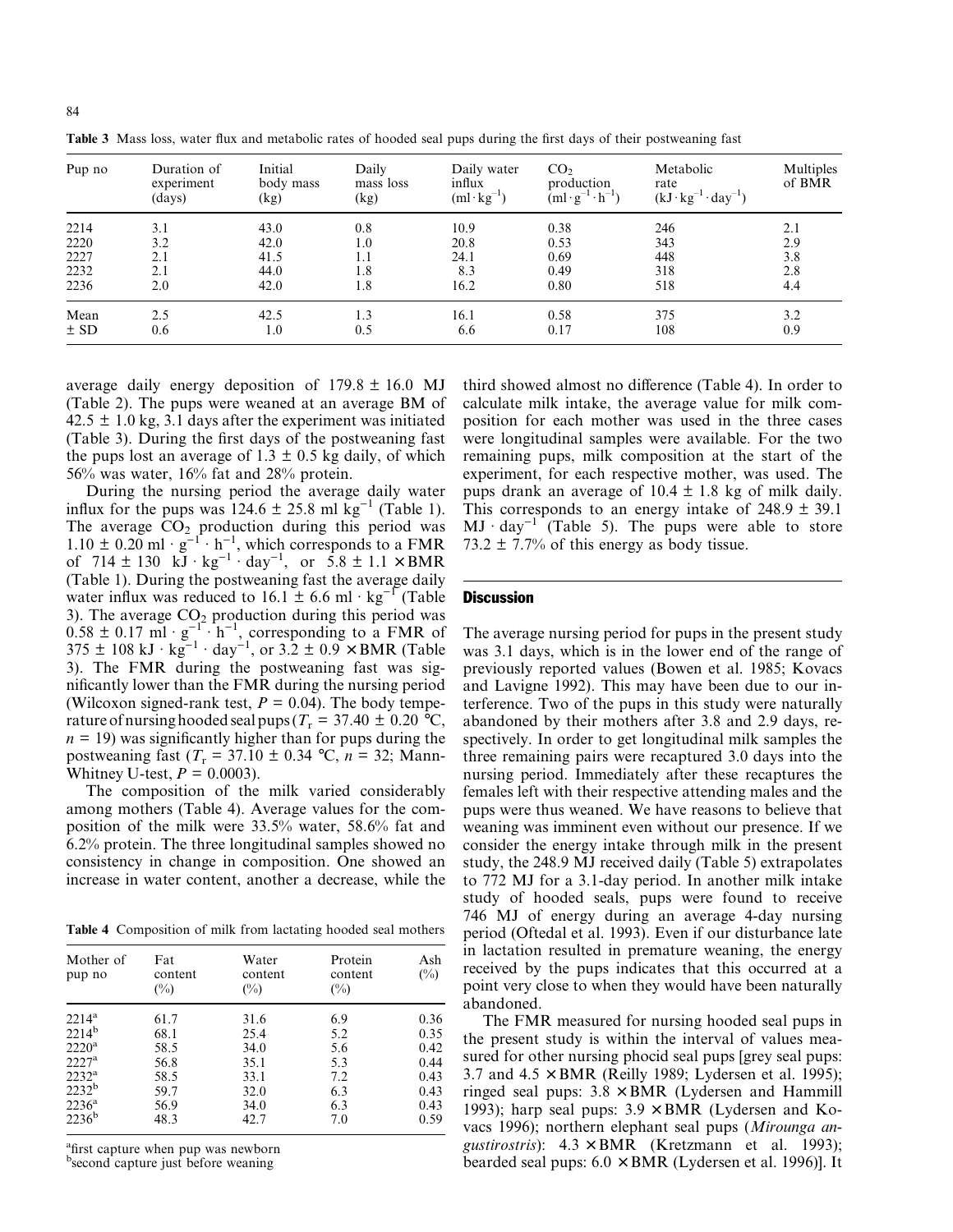**Table 3** Mass loss, water flux and metabolic rates of hooded seal pups during the first days of their postweaning fast

| Pup no | Duration of experiment (days) | Initial body mass (kg) | Daily mass loss (kg) | Daily water influx $(ml \cdot kg^{-1})$ | $CO_2$ production $(ml \cdot g^{-1} \cdot h^{-1})$ | Metabolic rate $(kJ \cdot kg^{-1} \cdot day^{-1})$ | Multiples of BMR |
|---|---|---|---|---|---|---|---|
| 2214 | 3.1 | 43.0 | 0.8 | 10.9 | 0.38 | 246 | 2.1 |
| 2220 | 3.2 | 42.0 | 1.0 | 20.8 | 0.53 | 343 | 2.9 |
| 2227 | 2.1 | 41.5 | 1.1 | 24.1 | 0.69 | 448 | 3.8 |
| 2232 | 2.1 | 44.0 | 1.8 | 8.3 | 0.49 | 318 | 2.8 |
| 2236 | 2.0 | 42.0 | 1.8 | 16.2 | 0.80 | 518 | 4.4 |
| Mean | 2.5 | 42.5 | 1.3 | 16.1 | 0.58 | 375 | 3.2 |
| ± SD | 0.6 | 1.0 | 0.5 | 6.6 | 0.17 | 108 | 0.9 |

average daily energy deposition of 179.8 ± 16.0 MJ (Table 2). The pups were weaned at an average BM of 42.5 ± 1.0 kg, 3.1 days after the experiment was initiated (Table 3). During the first days of the postweaning fast the pups lost an average of 1.3 ± 0.5 kg daily, of which 56% was water, 16% fat and 28% protein.

During the nursing period the average daily water influx for the pups was 124.6 ± 25.8 $ml\ kg^{-1}$ (Table 1). The average $CO_2$ production during this period was 1.10 ± 0.20 $ml \cdot g^{-1} \cdot h^{-1}$, which corresponds to a FMR of 714 ± 130 $kJ \cdot kg^{-1} \cdot day^{-1}$, or 5.8 ± 1.1 × BMR (Table 1). During the postweaning fast the average daily water influx was reduced to 16.1 ± 6.6 $ml \cdot kg^{-1}$ (Table 3). The average $CO_2$ production during this period was 0.58 ± 0.17 $ml \cdot g^{-1} \cdot h^{-1}$, corresponding to a FMR of 375 ± 108 $kJ \cdot kg^{-1} \cdot day^{-1}$, or 3.2 ± 0.9 × BMR (Table 3). The FMR during the postweaning fast was significantly lower than the FMR during the nursing period (Wilcoxon signed-rank test, $P = 0.04$). The body temperature of nursing hooded seal pups ($T_r$ = 37.40 ± 0.20 °C, $n = 19$) was significantly higher than for pups during the postweaning fast ($T_r$ = 37.10 ± 0.34 °C, $n = 32$; Mann-Whitney U-test, $P = 0.0003$).

The composition of the milk varied considerably among mothers (Table 4). Average values for the composition of the milk were 33.5% water, 58.6% fat and 6.2% protein. The three longitudinal samples showed no consistency in change in composition. One showed an increase in water content, another a decrease, while the third showed almost no difference (Table 4). In order to calculate milk intake, the average value for milk composition for each mother was used in the three cases were longitudinal samples were available. For the two remaining pups, milk composition at the start of the experiment, for each respective mother, was used. The pups drank an average of 10.4 ± 1.8 kg of milk daily. This corresponds to an energy intake of 248.9 ± 39.1 $MJ \cdot day^{-1}$ (Table 5). The pups were able to store 73.2 ± 7.7% of this energy as body tissue.

**Table 4** Composition of milk from lactating hooded seal mothers

| Mother of pup no | Fat content (%) | Water content (%) | Protein content (%) | Ash (%) |
|---|---|---|---|---|
| 2214[a] | 61.7 | 31.6 | 6.9 | 0.36 |
| 2214[b] | 68.1 | 25.4 | 5.2 | 0.35 |
| 2220[a] | 58.5 | 34.0 | 5.6 | 0.42 |
| 2227[a] | 56.8 | 35.1 | 5.3 | 0.44 |
| 2232[a] | 58.5 | 33.1 | 7.2 | 0.43 |
| 2232[b] | 59.7 | 32.0 | 6.3 | 0.43 |
| 2236[a] | 56.9 | 34.0 | 6.3 | 0.43 |
| 2236[b] | 48.3 | 42.7 | 7.0 | 0.59 |

[a] first capture when pup was newborn
[b] second capture just before weaning

## Discussion

The average nursing period for pups in the present study was 3.1 days, which is in the lower end of the range of previously reported values (Bowen et al. 1985; Kovacs and Lavigne 1992). This may have been due to our interference. Two of the pups in this study were naturally abandoned by their mothers after 3.8 and 2.9 days, respectively. In order to get longitudinal milk samples the three remaining pairs were recaptured 3.0 days into the nursing period. Immediately after these recaptures the females left with their respective attending males and the pups were thus weaned. We have reasons to believe that weaning was imminent even without our presence. If we consider the energy intake through milk in the present study, the 248.9 MJ received daily (Table 5) extrapolates to 772 MJ for a 3.1-day period. In another milk intake study of hooded seals, pups were found to receive 746 MJ of energy during an average 4-day nursing period (Oftedal et al. 1993). Even if our disturbance late in lactation resulted in premature weaning, the energy received by the pups indicates that this occurred at a point very close to when they would have been naturally abandoned.

The FMR measured for nursing hooded seal pups in the present study is within the interval of values measured for other nursing phocid seal pups [grey seal pups: 3.7 and 4.5 × BMR (Reilly 1989; Lydersen et al. 1995); ringed seal pups: 3.8 × BMR (Lydersen and Hammill 1993); harp seal pups: 3.9 × BMR (Lydersen and Kovacs 1996); northern elephant seal pups (*Mirounga angustirostris*): 4.3 × BMR (Kretzmann et al. 1993); bearded seal pups: 6.0 × BMR (Lydersen et al. 1996)]. It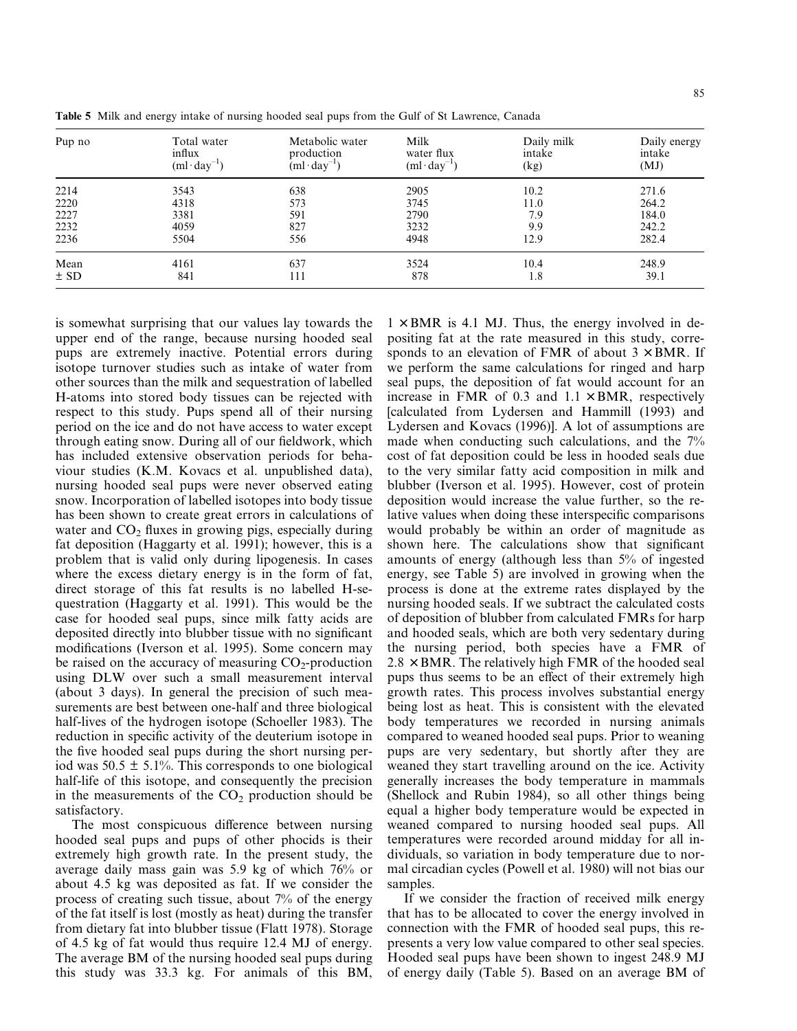**Table 5** Milk and energy intake of nursing hooded seal pups from the Gulf of St Lawrence, Canada

| Pup no | Total water influx ($ml \cdot day^{-1}$) | Metabolic water production ($ml \cdot day^{-1}$) | Milk water flux ($ml \cdot day^{-1}$) | Daily milk intake (kg) | Daily energy intake (MJ) |
|---|---|---|---|---|---|
| 2214 | 3543 | 638 | 2905 | 10.2 | 271.6 |
| 2220 | 4318 | 573 | 3745 | 11.0 | 264.2 |
| 2227 | 3381 | 591 | 2790 | 7.9 | 184.0 |
| 2232 | 4059 | 827 | 3232 | 9.9 | 242.2 |
| 2236 | 5504 | 556 | 4948 | 12.9 | 282.4 |
| Mean | 4161 | 637 | 3524 | 10.4 | 248.9 |
| ± SD | 841 | 111 | 878 | 1.8 | 39.1 |

is somewhat surprising that our values lay towards the upper end of the range, because nursing hooded seal pups are extremely inactive. Potential errors during isotope turnover studies such as intake of water from other sources than the milk and sequestration of labelled H-atoms into stored body tissues can be rejected with respect to this study. Pups spend all of their nursing period on the ice and do not have access to water except through eating snow. During all of our fieldwork, which has included extensive observation periods for behaviour studies (K.M. Kovacs et al. unpublished data), nursing hooded seal pups were never observed eating snow. Incorporation of labelled isotopes into body tissue has been shown to create great errors in calculations of water and $CO_2$ fluxes in growing pigs, especially during fat deposition (Haggarty et al. 1991); however, this is a problem that is valid only during lipogenesis. In cases where the excess dietary energy is in the form of fat, direct storage of this fat results is no labelled H-sequestration (Haggarty et al. 1991). This would be the case for hooded seal pups, since milk fatty acids are deposited directly into blubber tissue with no significant modifications (Iverson et al. 1995). Some concern may be raised on the accuracy of measuring $CO_2$-production using DLW over such a small measurement interval (about 3 days). In general the precision of such measurements are best between one-half and three biological half-lives of the hydrogen isotope (Schoeller 1983). The reduction in specific activity of the deuterium isotope in the five hooded seal pups during the short nursing period was 50.5 ± 5.1%. This corresponds to one biological half-life of this isotope, and consequently the precision in the measurements of the $CO_2$ production should be satisfactory.

The most conspicuous difference between nursing hooded seal pups and pups of other phocids is their extremely high growth rate. In the present study, the average daily mass gain was 5.9 kg of which 76% or about 4.5 kg was deposited as fat. If we consider the process of creating such tissue, about 7% of the energy of the fat itself is lost (mostly as heat) during the transfer from dietary fat into blubber tissue (Flatt 1978). Storage of 4.5 kg of fat would thus require 12.4 MJ of energy. The average BM of the nursing hooded seal pups during this study was 33.3 kg. For animals of this BM, $1 \times$ BMR is 4.1 MJ. Thus, the energy involved in depositing fat at the rate measured in this study, corresponds to an elevation of FMR of about $3 \times$ BMR. If we perform the same calculations for ringed and harp seal pups, the deposition of fat would account for an increase in FMR of 0.3 and $1.1 \times$ BMR, respectively [calculated from Lydersen and Hammill (1993) and Lydersen and Kovacs (1996)]. A lot of assumptions are made when conducting such calculations, and the 7% cost of fat deposition could be less in hooded seals due to the very similar fatty acid composition in milk and blubber (Iverson et al. 1995). However, cost of protein deposition would increase the value further, so the relative values when doing these interspecific comparisons would probably be within an order of magnitude as shown here. The calculations show that significant amounts of energy (although less than 5% of ingested energy, see Table 5) are involved in growing when the process is done at the extreme rates displayed by the nursing hooded seals. If we subtract the calculated costs of deposition of blubber from calculated FMRs for harp and hooded seals, which are both very sedentary during the nursing period, both species have a FMR of $2.8 \times$ BMR. The relatively high FMR of the hooded seal pups thus seems to be an effect of their extremely high growth rates. This process involves substantial energy being lost as heat. This is consistent with the elevated body temperatures we recorded in nursing animals compared to weaned hooded seal pups. Prior to weaning pups are very sedentary, but shortly after they are weaned they start travelling around on the ice. Activity generally increases the body temperature in mammals (Shellock and Rubin 1984), so all other things being equal a higher body temperature would be expected in weaned compared to nursing hooded seal pups. All temperatures were recorded around midday for all individuals, so variation in body temperature due to normal circadian cycles (Powell et al. 1980) will not bias our samples.

If we consider the fraction of received milk energy that has to be allocated to cover the energy involved in connection with the FMR of hooded seal pups, this represents a very low value compared to other seal species. Hooded seal pups have been shown to ingest 248.9 MJ of energy daily (Table 5). Based on an average BM of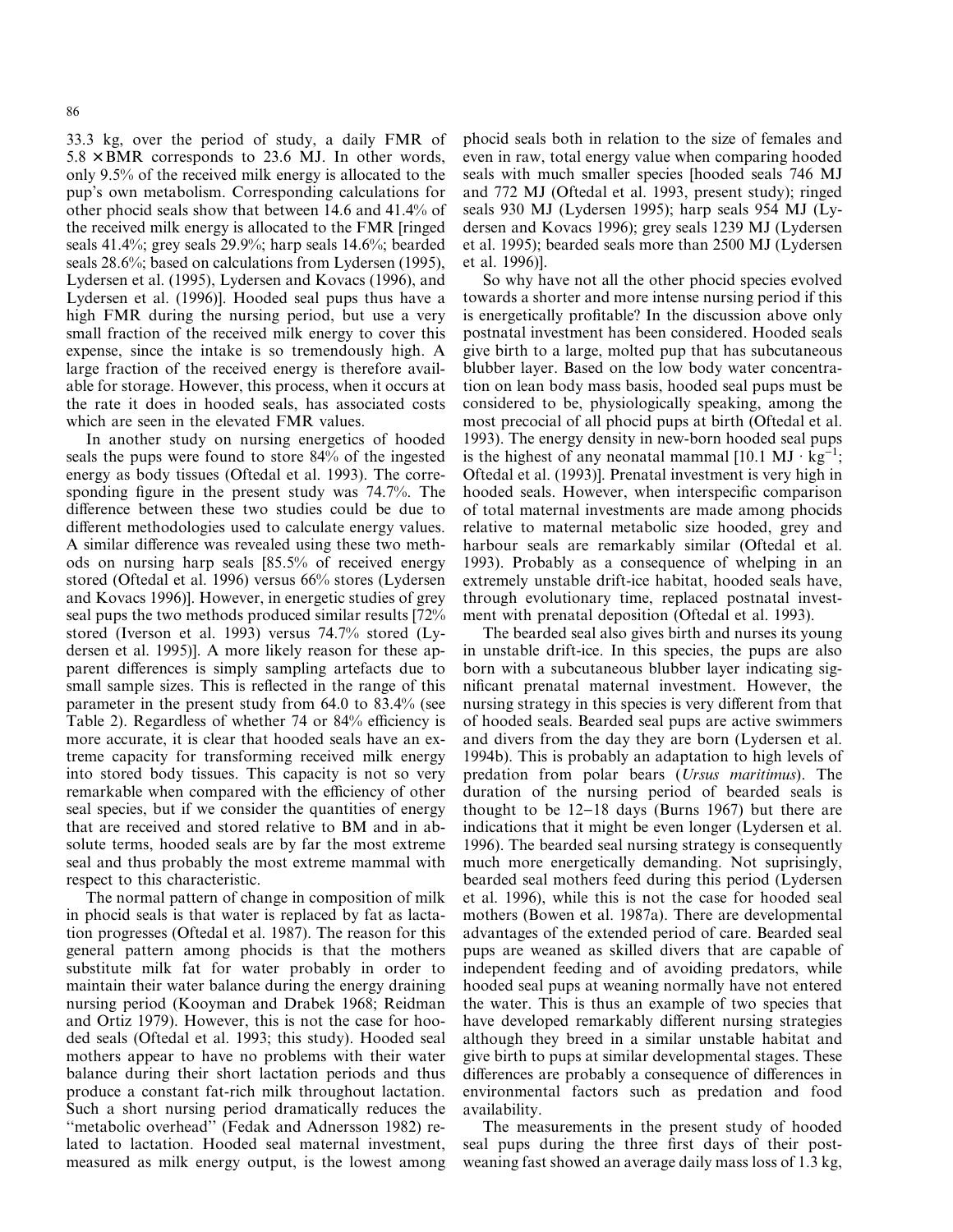33.3 kg, over the period of study, a daily FMR of $5.8 \times$ BMR corresponds to 23.6 MJ. In other words, only 9.5% of the received milk energy is allocated to the pup's own metabolism. Corresponding calculations for other phocid seals show that between 14.6 and 41.4% of the received milk energy is allocated to the FMR [ringed seals 41.4%; grey seals 29.9%; harp seals 14.6%; bearded seals 28.6%; based on calculations from Lydersen (1995), Lydersen et al. (1995), Lydersen and Kovacs (1996), and Lydersen et al. (1996)]. Hooded seal pups thus have a high FMR during the nursing period, but use a very small fraction of the received milk energy to cover this expense, since the intake is so tremendously high. A large fraction of the received energy is therefore available for storage. However, this process, when it occurs at the rate it does in hooded seals, has associated costs which are seen in the elevated FMR values.

In another study on nursing energetics of hooded seals the pups were found to store 84% of the ingested energy as body tissues (Oftedal et al. 1993). The corresponding figure in the present study was 74.7%. The difference between these two studies could be due to different methodologies used to calculate energy values. A similar difference was revealed using these two methods on nursing harp seals [85.5% of received energy stored (Oftedal et al. 1996) versus 66% stores (Lydersen and Kovacs 1996)]. However, in energetic studies of grey seal pups the two methods produced similar results [72% stored (Iverson et al. 1993) versus 74.7% stored (Lydersen et al. 1995)]. A more likely reason for these apparent differences is simply sampling artefacts due to small sample sizes. This is reflected in the range of this parameter in the present study from 64.0 to 83.4% (see Table 2). Regardless of whether 74 or 84% efficiency is more accurate, it is clear that hooded seals have an extreme capacity for transforming received milk energy into stored body tissues. This capacity is not so very remarkable when compared with the efficiency of other seal species, but if we consider the quantities of energy that are received and stored relative to BM and in absolute terms, hooded seals are by far the most extreme seal and thus probably the most extreme mammal with respect to this characteristic.

The normal pattern of change in composition of milk in phocid seals is that water is replaced by fat as lactation progresses (Oftedal et al. 1987). The reason for this general pattern among phocids is that the mothers substitute milk fat for water probably in order to maintain their water balance during the energy draining nursing period (Kooyman and Drabek 1968; Reidman and Ortiz 1979). However, this is not the case for hooded seals (Oftedal et al. 1993; this study). Hooded seal mothers appear to have no problems with their water balance during their short lactation periods and thus produce a constant fat-rich milk throughout lactation. Such a short nursing period dramatically reduces the "metabolic overhead" (Fedak and Adnersson 1982) related to lactation. Hooded seal maternal investment, measured as milk energy output, is the lowest among phocid seals both in relation to the size of females and even in raw, total energy value when comparing hooded seals with much smaller species [hooded seals 746 MJ and 772 MJ (Oftedal et al. 1993, present study); ringed seals 930 MJ (Lydersen 1995); harp seals 954 MJ (Lydersen and Kovacs 1996); grey seals 1239 MJ (Lydersen et al. 1995); bearded seals more than 2500 MJ (Lydersen et al. 1996)].

So why have not all the other phocid species evolved towards a shorter and more intense nursing period if this is energetically profitable? In the discussion above only postnatal investment has been considered. Hooded seals give birth to a large, molted pup that has subcutaneous blubber layer. Based on the low body water concentration on lean body mass basis, hooded seal pups must be considered to be, physiologically speaking, among the most precocial of all phocid pups at birth (Oftedal et al. 1993). The energy density in new-born hooded seal pups is the highest of any neonatal mammal [$10.1 \text{ MJ} \cdot \text{kg}^{-1}$; Oftedal et al. (1993)]. Prenatal investment is very high in hooded seals. However, when interspecific comparison of total maternal investments are made among phocids relative to maternal metabolic size hooded, grey and harbour seals are remarkably similar (Oftedal et al. 1993). Probably as a consequence of whelping in an extremely unstable drift-ice habitat, hooded seals have, through evolutionary time, replaced postnatal investment with prenatal deposition (Oftedal et al. 1993).

The bearded seal also gives birth and nurses its young in unstable drift-ice. In this species, the pups are also born with a subcutaneous blubber layer indicating significant prenatal maternal investment. However, the nursing strategy in this species is very different from that of hooded seals. Bearded seal pups are active swimmers and divers from the day they are born (Lydersen et al. 1994b). This is probably an adaptation to high levels of predation from polar bears (*Ursus maritimus*). The duration of the nursing period of bearded seals is thought to be 12–18 days (Burns 1967) but there are indications that it might be even longer (Lydersen et al. 1996). The bearded seal nursing strategy is consequently much more energetically demanding. Not suprisingly, bearded seal mothers feed during this period (Lydersen et al. 1996), while this is not the case for hooded seal mothers (Bowen et al. 1987a). There are developmental advantages of the extended period of care. Bearded seal pups are weaned as skilled divers that are capable of independent feeding and of avoiding predators, while hooded seal pups at weaning normally have not entered the water. This is thus an example of two species that have developed remarkably different nursing strategies although they breed in a similar unstable habitat and give birth to pups at similar developmental stages. These differences are probably a consequence of differences in environmental factors such as predation and food availability.

The measurements in the present study of hooded seal pups during the three first days of their post-weaning fast showed an average daily mass loss of 1.3 kg,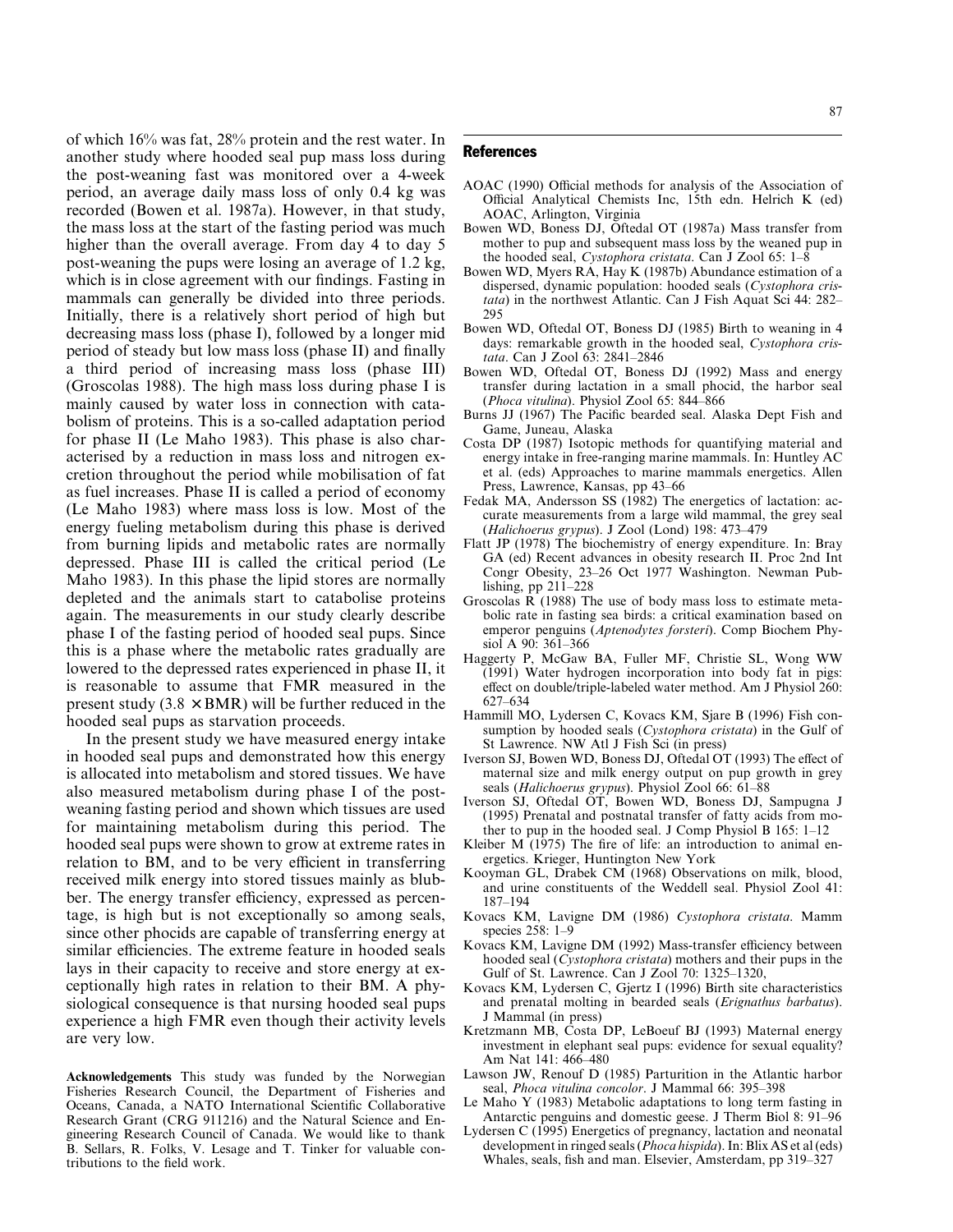of which 16% was fat, 28% protein and the rest water. In another study where hooded seal pup mass loss during the post-weaning fast was monitored over a 4-week period, an average daily mass loss of only 0.4 kg was recorded (Bowen et al. 1987a). However, in that study, the mass loss at the start of the fasting period was much higher than the overall average. From day 4 to day 5 post-weaning the pups were losing an average of 1.2 kg, which is in close agreement with our findings. Fasting in mammals can generally be divided into three periods. Initially, there is a relatively short period of high but decreasing mass loss (phase I), followed by a longer mid period of steady but low mass loss (phase II) and finally a third period of increasing mass loss (phase III) (Groscolas 1988). The high mass loss during phase I is mainly caused by water loss in connection with catabolism of proteins. This is a so-called adaptation period for phase II (Le Maho 1983). This phase is also characterised by a reduction in mass loss and nitrogen excretion throughout the period while mobilisation of fat as fuel increases. Phase II is called a period of economy (Le Maho 1983) where mass loss is low. Most of the energy fueling metabolism during this phase is derived from burning lipids and metabolic rates are normally depressed. Phase III is called the critical period (Le Maho 1983). In this phase the lipid stores are normally depleted and the animals start to catabolise proteins again. The measurements in our study clearly describe phase I of the fasting period of hooded seal pups. Since this is a phase where the metabolic rates gradually are lowered to the depressed rates experienced in phase II, it is reasonable to assume that FMR measured in the present study ($3.8 \times$ BMR) will be further reduced in the hooded seal pups as starvation proceeds.

In the present study we have measured energy intake in hooded seal pups and demonstrated how this energy is allocated into metabolism and stored tissues. We have also measured metabolism during phase I of the post-weaning fasting period and shown which tissues are used for maintaining metabolism during this period. The hooded seal pups were shown to grow at extreme rates in relation to BM, and to be very efficient in transferring received milk energy into stored tissues mainly as blubber. The energy transfer efficiency, expressed as percentage, is high but is not exceptionally so among seals, since other phocids are capable of transferring energy at similar efficiencies. The extreme feature in hooded seals lays in their capacity to receive and store energy at exceptionally high rates in relation to their BM. A physiological consequence is that nursing hooded seal pups experience a high FMR even though their activity levels are very low.

**Acknowledgements** This study was funded by the Norwegian Fisheries Research Council, the Department of Fisheries and Oceans, Canada, a NATO International Scientific Collaborative Research Grant (CRG 911216) and the Natural Science and Engineering Research Council of Canada. We would like to thank B. Sellars, R. Folks, V. Lesage and T. Tinker for valuable contributions to the field work.

## References

AOAC (1990) Official methods for analysis of the Association of Official Analytical Chemists Inc, 15th edn. Helrich K (ed) AOAC, Arlington, Virginia

Bowen WD, Boness DJ, Oftedal OT (1987a) Mass transfer from mother to pup and subsequent mass loss by the weaned pup in the hooded seal, *Cystophora cristata*. Can J Zool 65: 1–8

Bowen WD, Myers RA, Hay K (1987b) Abundance estimation of a dispersed, dynamic population: hooded seals (*Cystophora cristata*) in the northwest Atlantic. Can J Fish Aquat Sci 44: 282–295

Bowen WD, Oftedal OT, Boness DJ (1985) Birth to weaning in 4 days: remarkable growth in the hooded seal, *Cystophora cristata*. Can J Zool 63: 2841–2846

Bowen WD, Oftedal OT, Boness DJ (1992) Mass and energy transfer during lactation in a small phocid, the harbor seal (*Phoca vitulina*). Physiol Zool 65: 844–866

Burns JJ (1967) The Pacific bearded seal. Alaska Dept Fish and Game, Juneau, Alaska

Costa DP (1987) Isotopic methods for quantifying material and energy intake in free-ranging marine mammals. In: Huntley AC et al. (eds) Approaches to marine mammals energetics. Allen Press, Lawrence, Kansas, pp 43–66

Fedak MA, Andersson SS (1982) The energetics of lactation: accurate measurements from a large wild mammal, the grey seal (*Halichoerus grypus*). J Zool (Lond) 198: 473–479

Flatt JP (1978) The biochemistry of energy expenditure. In: Bray GA (ed) Recent advances in obesity research II. Proc 2nd Int Congr Obesity, 23–26 Oct 1977 Washington. Newman Publishing, pp 211–228

Groscolas R (1988) The use of body mass loss to estimate metabolic rate in fasting sea birds: a critical examination based on emperor penguins (*Aptenodytes forsteri*). Comp Biochem Physiol A 90: 361–366

Haggerty P, McGaw BA, Fuller MF, Christie SL, Wong WW (1991) Water hydrogen incorporation into body fat in pigs: effect on double/triple-labeled water method. Am J Physiol 260: 627–634

Hammill MO, Lydersen C, Kovacs KM, Sjare B (1996) Fish consumption by hooded seals (*Cystophora cristata*) in the Gulf of St Lawrence. NW Atl J Fish Sci (in press)

Iverson SJ, Bowen WD, Boness DJ, Oftedal OT (1993) The effect of maternal size and milk energy output on pup growth in grey seals (*Halichoerus grypus*). Physiol Zool 66: 61–88

Iverson SJ, Oftedal OT, Bowen WD, Boness DJ, Sampugna J (1995) Prenatal and postnatal transfer of fatty acids from mother to pup in the hooded seal. J Comp Physiol B 165: 1–12

Kleiber M (1975) The fire of life: an introduction to animal energetics. Krieger, Huntington New York

Kooyman GL, Drabek CM (1968) Observations on milk, blood, and urine constituents of the Weddell seal. Physiol Zool 41: 187–194

Kovacs KM, Lavigne DM (1986) *Cystophora cristata*. Mamm species 258: 1–9

Kovacs KM, Lavigne DM (1992) Mass-transfer efficiency between hooded seal (*Cystophora cristata*) mothers and their pups in the Gulf of St. Lawrence. Can J Zool 70: 1325–1320,

Kovacs KM, Lydersen C, Gjertz I (1996) Birth site characteristics and prenatal molting in bearded seals (*Erignathus barbatus*). J Mammal (in press)

Kretzmann MB, Costa DP, LeBoeuf BJ (1993) Maternal energy investment in elephant seal pups: evidence for sexual equality? Am Nat 141: 466–480

Lawson JW, Renouf D (1985) Parturition in the Atlantic harbor seal, *Phoca vitulina concolor*. J Mammal 66: 395–398

Le Maho Y (1983) Metabolic adaptations to long term fasting in Antarctic penguins and domestic geese. J Therm Biol 8: 91–96

Lydersen C (1995) Energetics of pregnancy, lactation and neonatal development in ringed seals (*Phoca hispida*). In: Blix AS et al (eds) Whales, seals, fish and man. Elsevier, Amsterdam, pp 319–327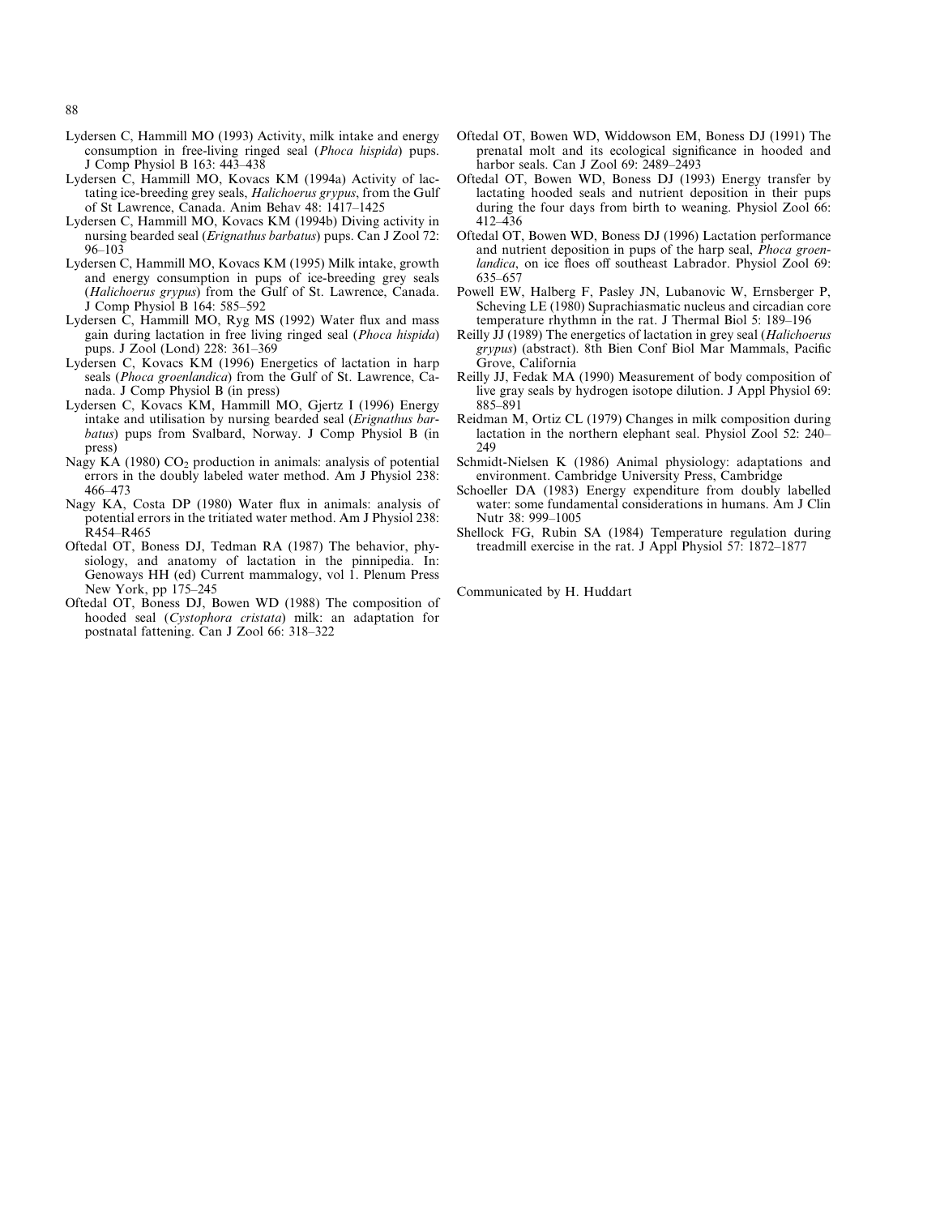Lydersen C, Hammill MO (1993) Activity, milk intake and energy consumption in free-living ringed seal (*Phoca hispida*) pups. J Comp Physiol B 163: 443–438

Lydersen C, Hammill MO, Kovacs KM (1994a) Activity of lactating ice-breeding grey seals, *Halichoerus grypus*, from the Gulf of St Lawrence, Canada. Anim Behav 48: 1417–1425

Lydersen C, Hammill MO, Kovacs KM (1994b) Diving activity in nursing bearded seal (*Erignathus barbatus*) pups. Can J Zool 72: 96–103

Lydersen C, Hammill MO, Kovacs KM (1995) Milk intake, growth and energy consumption in pups of ice-breeding grey seals (*Halichoerus grypus*) from the Gulf of St. Lawrence, Canada. J Comp Physiol B 164: 585–592

Lydersen C, Hammill MO, Ryg MS (1992) Water flux and mass gain during lactation in free living ringed seal (*Phoca hispida*) pups. J Zool (Lond) 228: 361–369

Lydersen C, Kovacs KM (1996) Energetics of lactation in harp seals (*Phoca groenlandica*) from the Gulf of St. Lawrence, Canada. J Comp Physiol B (in press)

Lydersen C, Kovacs KM, Hammill MO, Gjertz I (1996) Energy intake and utilisation by nursing bearded seal (*Erignathus barbatus*) pups from Svalbard, Norway. J Comp Physiol B (in press)

Nagy KA (1980) $CO_2$ production in animals: analysis of potential errors in the doubly labeled water method. Am J Physiol 238: 466–473

Nagy KA, Costa DP (1980) Water flux in animals: analysis of potential errors in the tritiated water method. Am J Physiol 238: R454–R465

Oftedal OT, Boness DJ, Tedman RA (1987) The behavior, physiology, and anatomy of lactation in the pinnipedia. In: Genoways HH (ed) Current mammalogy, vol 1. Plenum Press New York, pp 175–245

Oftedal OT, Boness DJ, Bowen WD (1988) The composition of hooded seal (*Cystophora cristata*) milk: an adaptation for postnatal fattening. Can J Zool 66: 318–322

Oftedal OT, Bowen WD, Widdowson EM, Boness DJ (1991) The prenatal molt and its ecological significance in hooded and harbor seals. Can J Zool 69: 2489–2493

Oftedal OT, Bowen WD, Boness DJ (1993) Energy transfer by lactating hooded seals and nutrient deposition in their pups during the four days from birth to weaning. Physiol Zool 66: 412–436

Oftedal OT, Bowen WD, Boness DJ (1996) Lactation performance and nutrient deposition in pups of the harp seal, *Phoca groenlandica*, on ice floes off southeast Labrador. Physiol Zool 69: 635–657

Powell EW, Halberg F, Pasley JN, Lubanovic W, Ernsberger P, Scheving LE (1980) Suprachiasmatic nucleus and circadian core temperature rhythmn in the rat. J Thermal Biol 5: 189–196

Reilly JJ (1989) The energetics of lactation in grey seal (*Halichoerus grypus*) (abstract). 8th Bien Conf Biol Mar Mammals, Pacific Grove, California

Reilly JJ, Fedak MA (1990) Measurement of body composition of live gray seals by hydrogen isotope dilution. J Appl Physiol 69: 885–891

Reidman M, Ortiz CL (1979) Changes in milk composition during lactation in the northern elephant seal. Physiol Zool 52: 240–249

Schmidt-Nielsen K (1986) Animal physiology: adaptations and environment. Cambridge University Press, Cambridge

Schoeller DA (1983) Energy expenditure from doubly labelled water: some fundamental considerations in humans. Am J Clin Nutr 38: 999–1005

Shellock FG, Rubin SA (1984) Temperature regulation during treadmill exercise in the rat. J Appl Physiol 57: 1872–1877

Communicated by H. Huddart